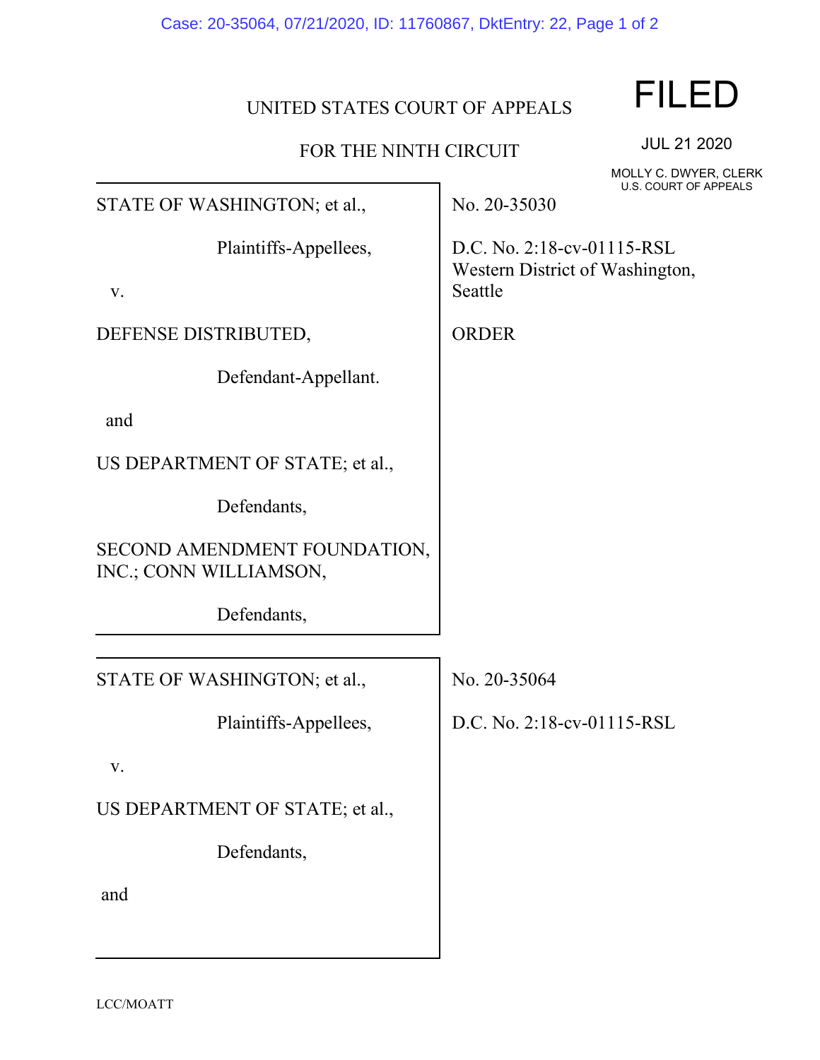UNITED STATES COURT OF APPEALS

FOR THE NINTH CIRCUIT

**FILED**

JUL 21 2020

MOLLY C. DWYER, CLERK
U.S. COURT OF APPEALS

STATE OF WASHINGTON; et al.,

Plaintiffs-Appellees,

v.

DEFENSE DISTRIBUTED,

Defendant-Appellant.

and

US DEPARTMENT OF STATE; et al.,

Defendants,

SECOND AMENDMENT FOUNDATION, INC.; CONN WILLIAMSON,

Defendants,

No. 20-35030

D.C. No. 2:18-cv-01115-RSL
Western District of Washington, Seattle

ORDER

---

STATE OF WASHINGTON; et al.,

Plaintiffs-Appellees,

v.

US DEPARTMENT OF STATE; et al.,

Defendants,

and

No. 20-35064

D.C. No. 2:18-cv-01115-RSL

LCC/MOATT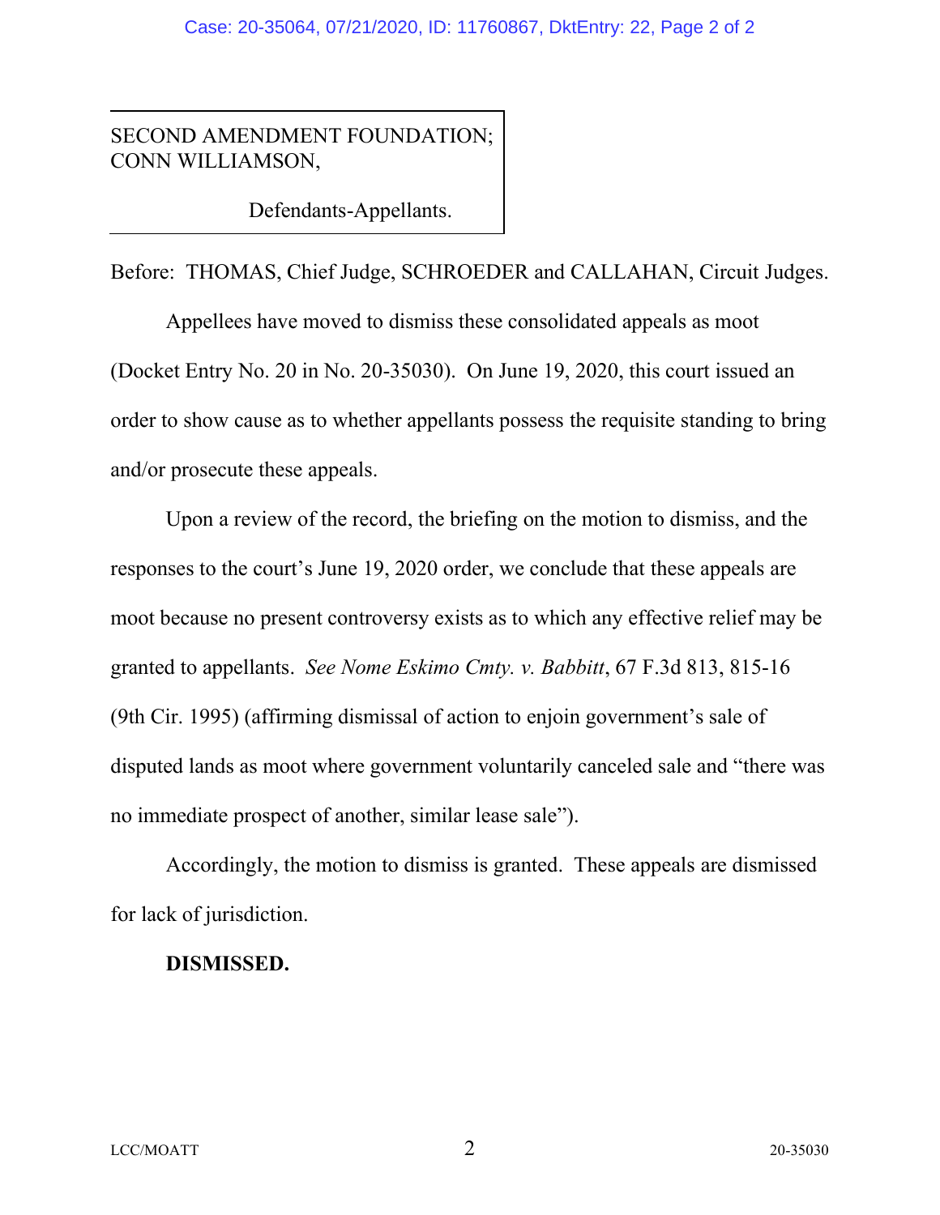SECOND AMENDMENT FOUNDATION; CONN WILLIAMSON,

Defendants-Appellants.

Before: THOMAS, Chief Judge, SCHROEDER and CALLAHAN, Circuit Judges.

Appellees have moved to dismiss these consolidated appeals as moot (Docket Entry No. 20 in No. 20-35030). On June 19, 2020, this court issued an order to show cause as to whether appellants possess the requisite standing to bring and/or prosecute these appeals.

Upon a review of the record, the briefing on the motion to dismiss, and the responses to the court's June 19, 2020 order, we conclude that these appeals are moot because no present controversy exists as to which any effective relief may be granted to appellants. *See Nome Eskimo Cmty. v. Babbitt*, 67 F.3d 813, 815-16 (9th Cir. 1995) (affirming dismissal of action to enjoin government's sale of disputed lands as moot where government voluntarily canceled sale and "there was no immediate prospect of another, similar lease sale").

Accordingly, the motion to dismiss is granted. These appeals are dismissed for lack of jurisdiction.

**DISMISSED.**

LCC/MOATT 20-35030